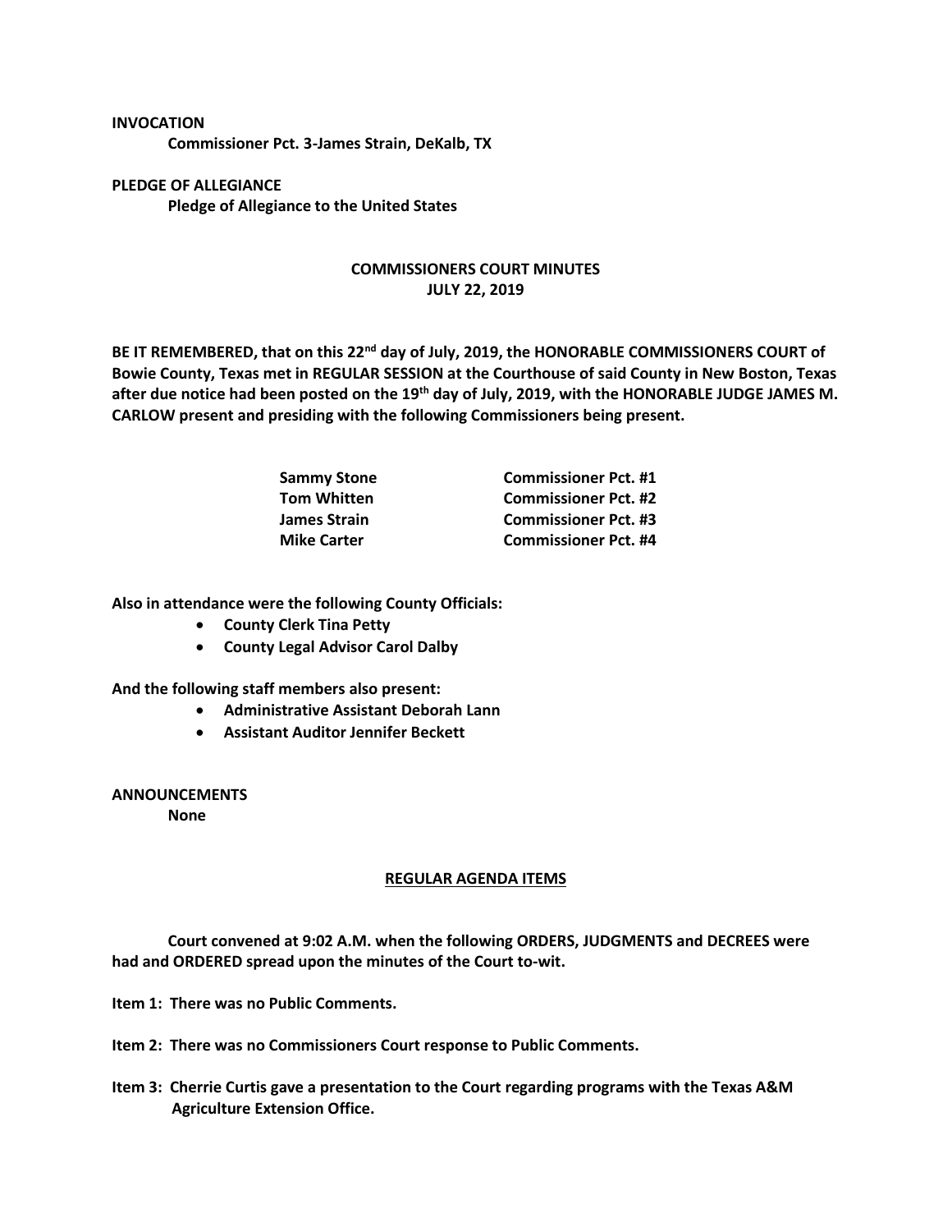**INVOCATION**

**Commissioner Pct. 3-James Strain, DeKalb, TX**

**PLEDGE OF ALLEGIANCE**

**Pledge of Allegiance to the United States**

# COMMISSIONERS COURT MINUTES
## JULY 22, 2019

**BE IT REMEMBERED, that on this 22nd day of July, 2019, the HONORABLE COMMISSIONERS COURT of Bowie County, Texas met in REGULAR SESSION at the Courthouse of said County in New Boston, Texas after due notice had been posted on the 19th day of July, 2019, with the HONORABLE JUDGE JAMES M. CARLOW present and presiding with the following Commissioners being present.**

| | |
|---|---|
| **Sammy Stone** | **Commissioner Pct. #1** |
| **Tom Whitten** | **Commissioner Pct. #2** |
| **James Strain** | **Commissioner Pct. #3** |
| **Mike Carter** | **Commissioner Pct. #4** |

**Also in attendance were the following County Officials:**

- **County Clerk Tina Petty**
- **County Legal Advisor Carol Dalby**

**And the following staff members also present:**

- **Administrative Assistant Deborah Lann**
- **Assistant Auditor Jennifer Beckett**

**ANNOUNCEMENTS**

**None**

## REGULAR AGENDA ITEMS

**Court convened at 9:02 A.M. when the following ORDERS, JUDGMENTS and DECREES were had and ORDERED spread upon the minutes of the Court to-wit.**

**Item 1: There was no Public Comments.**

**Item 2: There was no Commissioners Court response to Public Comments.**

**Item 3: Cherrie Curtis gave a presentation to the Court regarding programs with the Texas A&M Agriculture Extension Office.**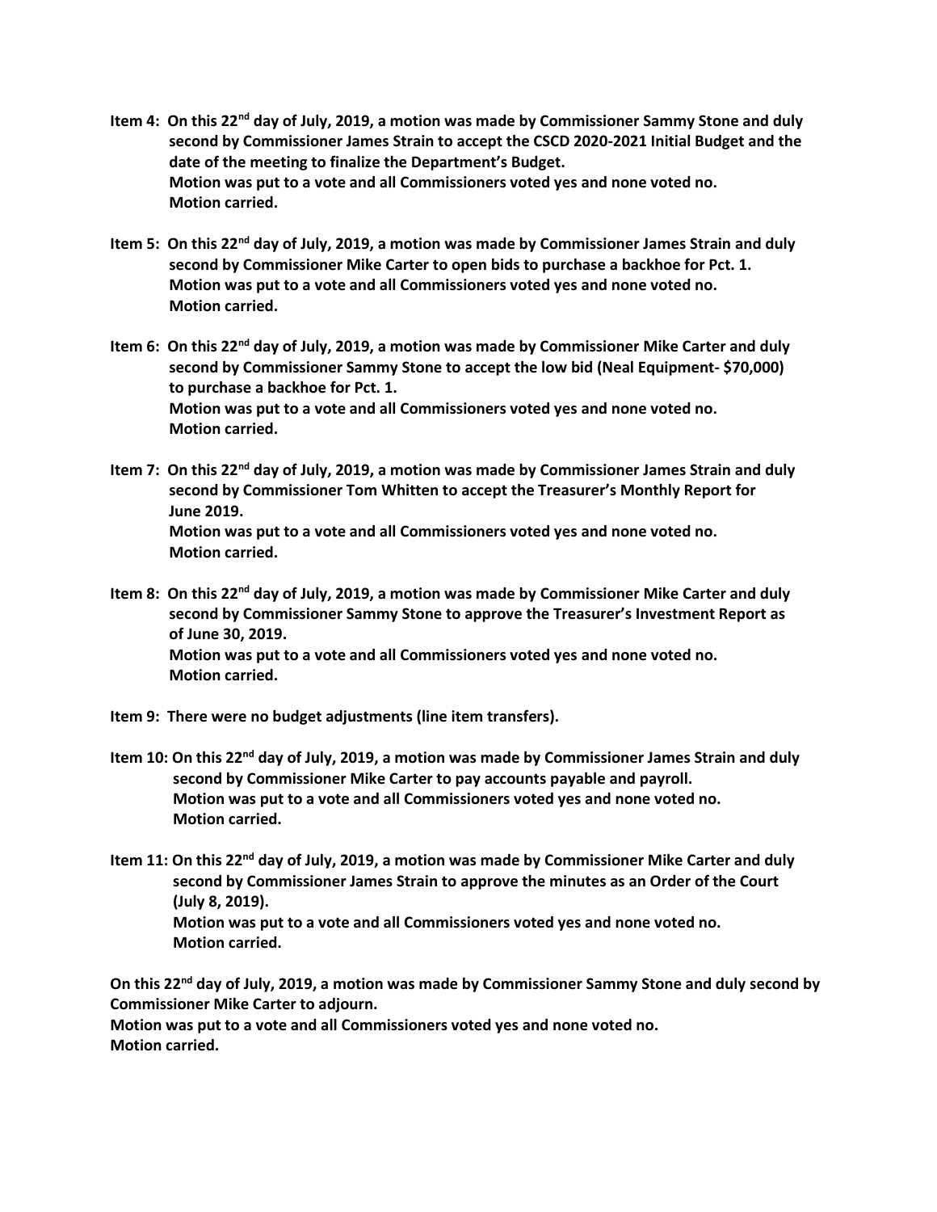**Item 4: On this 22nd day of July, 2019, a motion was made by Commissioner Sammy Stone and duly second by Commissioner James Strain to accept the CSCD 2020-2021 Initial Budget and the date of the meeting to finalize the Department's Budget.**
**Motion was put to a vote and all Commissioners voted yes and none voted no.**
**Motion carried.**

**Item 5: On this 22nd day of July, 2019, a motion was made by Commissioner James Strain and duly second by Commissioner Mike Carter to open bids to purchase a backhoe for Pct. 1.**
**Motion was put to a vote and all Commissioners voted yes and none voted no.**
**Motion carried.**

**Item 6: On this 22nd day of July, 2019, a motion was made by Commissioner Mike Carter and duly second by Commissioner Sammy Stone to accept the low bid (Neal Equipment- $70,000) to purchase a backhoe for Pct. 1.**
**Motion was put to a vote and all Commissioners voted yes and none voted no.**
**Motion carried.**

**Item 7: On this 22nd day of July, 2019, a motion was made by Commissioner James Strain and duly second by Commissioner Tom Whitten to accept the Treasurer's Monthly Report for June 2019.**
**Motion was put to a vote and all Commissioners voted yes and none voted no.**
**Motion carried.**

**Item 8: On this 22nd day of July, 2019, a motion was made by Commissioner Mike Carter and duly second by Commissioner Sammy Stone to approve the Treasurer's Investment Report as of June 30, 2019.**
**Motion was put to a vote and all Commissioners voted yes and none voted no.**
**Motion carried.**

**Item 9: There were no budget adjustments (line item transfers).**

**Item 10: On this 22nd day of July, 2019, a motion was made by Commissioner James Strain and duly second by Commissioner Mike Carter to pay accounts payable and payroll.**
**Motion was put to a vote and all Commissioners voted yes and none voted no.**
**Motion carried.**

**Item 11: On this 22nd day of July, 2019, a motion was made by Commissioner Mike Carter and duly second by Commissioner James Strain to approve the minutes as an Order of the Court (July 8, 2019).**
**Motion was put to a vote and all Commissioners voted yes and none voted no.**
**Motion carried.**

**On this 22nd day of July, 2019, a motion was made by Commissioner Sammy Stone and duly second by Commissioner Mike Carter to adjourn.**
**Motion was put to a vote and all Commissioners voted yes and none voted no.**
**Motion carried.**